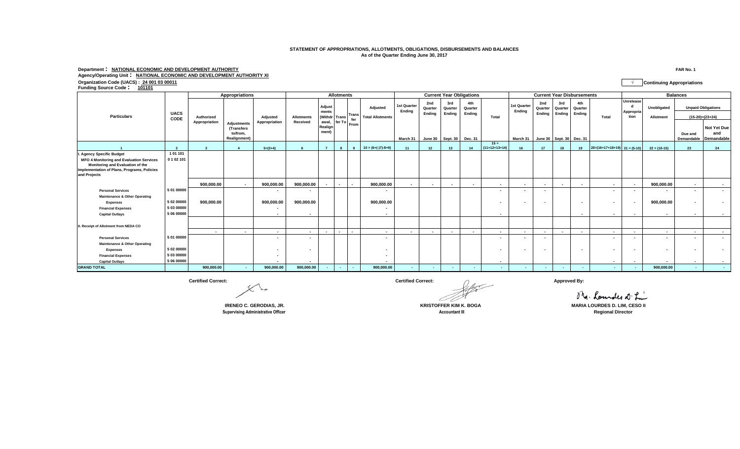**STATEMENT OF APPROPRIATIONS, ALLOTMENTS, OBLIGATIONS, DISBURSEMENTS AND BALANCES**
**As of the Quarter Ending June 30, 2017**

**Department : NATIONAL ECONOMIC AND DEVELOPMENT AUTHORITY** — **FAR No. 1**
**Agency/Operating Unit : NATIONAL ECONOMIC AND DEVELOPMENT AUTHORITY XI**
**Organization Code (UACS) : 24 001 03 00011** — √ **Continuing Appropriations**
**Funding Source Code : 101101**

| Particulars | UACS CODE | Appropriations | | | Allotments | | | | | Current Year Obligations | | | | | Current Year Disbursements | | | | | Balances | | | |
|---|---|---|---|---|---|---|---|---|---|---|---|---|---|---|---|---|---|---|---|---|---|---|---|
| | | Authorized Appropriation | Adjustments (Transfers to/from, Realignment) | Adjusted Appropriation | Allotments Received | Adjustments (Withdrawal, Realignment) | Transfer To | Transfer From | Adjusted Total Allotments | 1st Quarter Ending March 31 | 2nd Quarter Ending June 30 | 3rd Quarter Ending Sept. 30 | 4th Quarter Ending Dec. 31 | Total | 1st Quarter Ending March 31 | 2nd Quarter Ending June 30 | 3rd Quarter Ending Sept. 30 | 4th Quarter Ending Dec. 31 | Total | Unreleased Appropriation | Unobligated Allotment | Unpaid Obligations (15-20)=(23+24) Due and Demandable | Not Yet Due and Demandable |
| 1 | 2 | 3 | 4 | 5=(3+4) | 6 | 7 | 8 | 9 | 10 = (6+(-)7)-8+9) | 11 | 12 | 13 | 14 | 15 = (11+12+13+14) | 16 | 17 | 18 | 19 | 20=(16+17+18+19) | 21 = (5-10) | 22 = (10-15) | 23 | 24 |
| **I. Agency Specific Budget** | 1 01 101 | | | | | | | | | | | | | | | | | | | | | | |
| **MFO 4 Monitoring and Evaluation Services Monitoring and Evaluation of the Implementation of Plans, Programs, Policies and Projects** | 0 1 02 101 | | | | | | | | | | | | | | | | | | | | | | |
| | | 900,000.00 | - | 900,000.00 | 900,000.00 | - | - | - | 900,000.00 | - | - | - | - | - | - | - | - | - | - | - | 900,000.00 | - | - |
| Personal Services | 5 01 00000 | | | - | - | | | | - | | | | | - | - | - | | | - | - | - | - | - |
| Maintenance & Other Operating Expenses | 5 02 00000 | 900,000.00 | | 900,000.00 | 900,000.00 | | | | 900,000.00 | | | | | - | - | - | | - | - | - | 900,000.00 | - | - |
| Financial Expenses | 5 03 00000 | | | - | | | | | - | | | | | | | | | | | | | | |
| Capital Outlays | 5 06 00000 | | | - | - | | | | - | | | | | - | | | | - | - | - | - | - | - |
| **II. Receipt of Allotment from NEDA CO** | | | | | | | | | | | | | | | | | | | | | | | |
| | | - | - | - | - | - | - | - | - | - | - | - | - | - | - | - | - | - | - | - | - | - | - |
| Personal Services | 5 01 00000 | | | - | - | | | | - | | | | | - | - | - | | | - | - | - | - | - |
| Maintenance & Other Operating Expenses | 5 02 00000 | | | - | - | | | | - | | | | | - | - | - | | - | - | - | - | - | - |
| Financial Expenses | 5 03 00000 | | | - | | | | | - | | | | | | | | | | | | | | |
| Capital Outlays | 5 06 00000 | | | - | - | | | | - | | | | | - | | | | | - | - | - | - | - |
| **GRAND TOTAL** | | 900,000.00 | - | 900,000.00 | 900,000.00 | - | - | - | 900,000.00 | - | - | - | - | - | - | - | - | - | - | - | 900,000.00 | - | - |

**Certified Correct:**

**IRENEO C. GERODIAS, JR.**
**Supervising Administrative Officer**

**Certified Correct:**

**KRISTOFFER KIM K. BOGA**
**Accountant III**

**Approved By:**

**MARIA LOURDES D. LIM, CESO II**
**Regional Director**